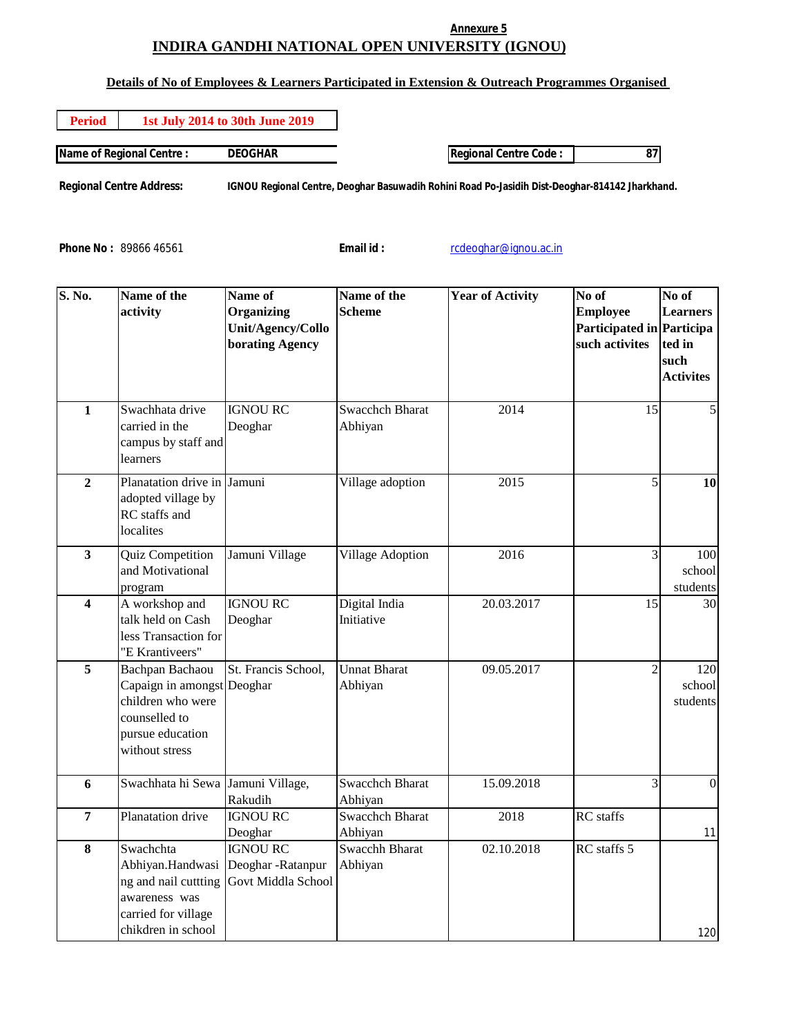Annexure 5

# INDIRA GANDHI NATIONAL OPEN UNIVERSITY (IGNOU)

## Details of No of Employees & Learners Participated in Extension & Outreach Programmes Organised

| Period | 1st July 2014 to 30th June 2019 |
|---|---|

**Name of Regional Centre :** DEOGHAR

**Regional Centre Code :** 87

**Regional Centre Address:** IGNOU Regional Centre, Deoghar Basuwadih Rohini Road Po-Jasidih Dist-Deoghar-814142 Jharkhand.

**Phone No :** 89866 46561

**Email id :** rcdeoghar@ignou.ac.in

| S. No. | Name of the activity | Name of Organizing Unit/Agency/Collo borating Agency | Name of the Scheme | Year of Activity | No of Employee Participated in such activites | No of Learners Participated in such Activites |
|---|---|---|---|---|---|---|
| 1 | Swachhata drive carried in the campus by staff and learners | IGNOU RC Deoghar | Swacchch Bharat Abhiyan | 2014 | 15 | 5 |
| 2 | Planatation drive in adopted village by RC staffs and localites | Jamuni | Village adoption | 2015 | 5 | **10** |
| 3 | Quiz Competition and Motivational program | Jamuni Village | Village Adoption | 2016 | 3 | 100 school students |
| 4 | A workshop and talk held on Cash less Transaction for "E Krantiveers" | IGNOU RC Deoghar | Digital India Initiative | 20.03.2017 | 15 | 30 |
| 5 | Bachpan Bachaou Capaign in amongst children who were counselled to pursue education without stress | St. Francis School, Deoghar | Unnat Bharat Abhiyan | 09.05.2017 | 2 | 120 school students |
| 6 | Swachhata hi Sewa | Jamuni Village, Rakudih | Swacchch Bharat Abhiyan | 15.09.2018 | 3 | 0 |
| 7 | Planatation drive | IGNOU RC Deoghar | Swacchch Bharat Abhiyan | 2018 | RC staffs | 11 |
| 8 | Swachchta Abhiyan.Handwashing and nail cuttting awareness was carried for village chikdren in school | IGNOU RC Deoghar -Ratanpur Govt Middla School | Swacchh Bharat Abhiyan | 02.10.2018 | RC staffs 5 | 120 |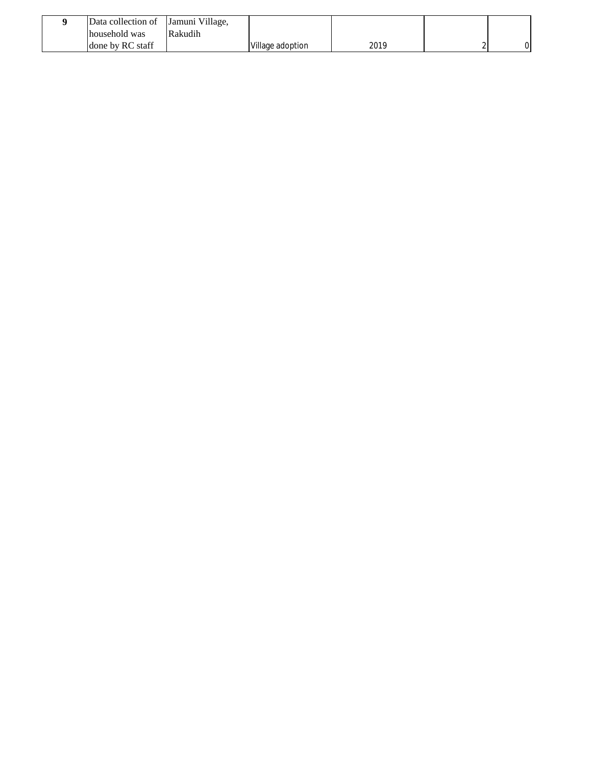| | | | | | | |
|---|---|---|---|---|---|---|
| **9** | Data collection of household was done by RC staff | Jamuni Village, Rakudih | Village adoption | 2019 | 2 | 0 |